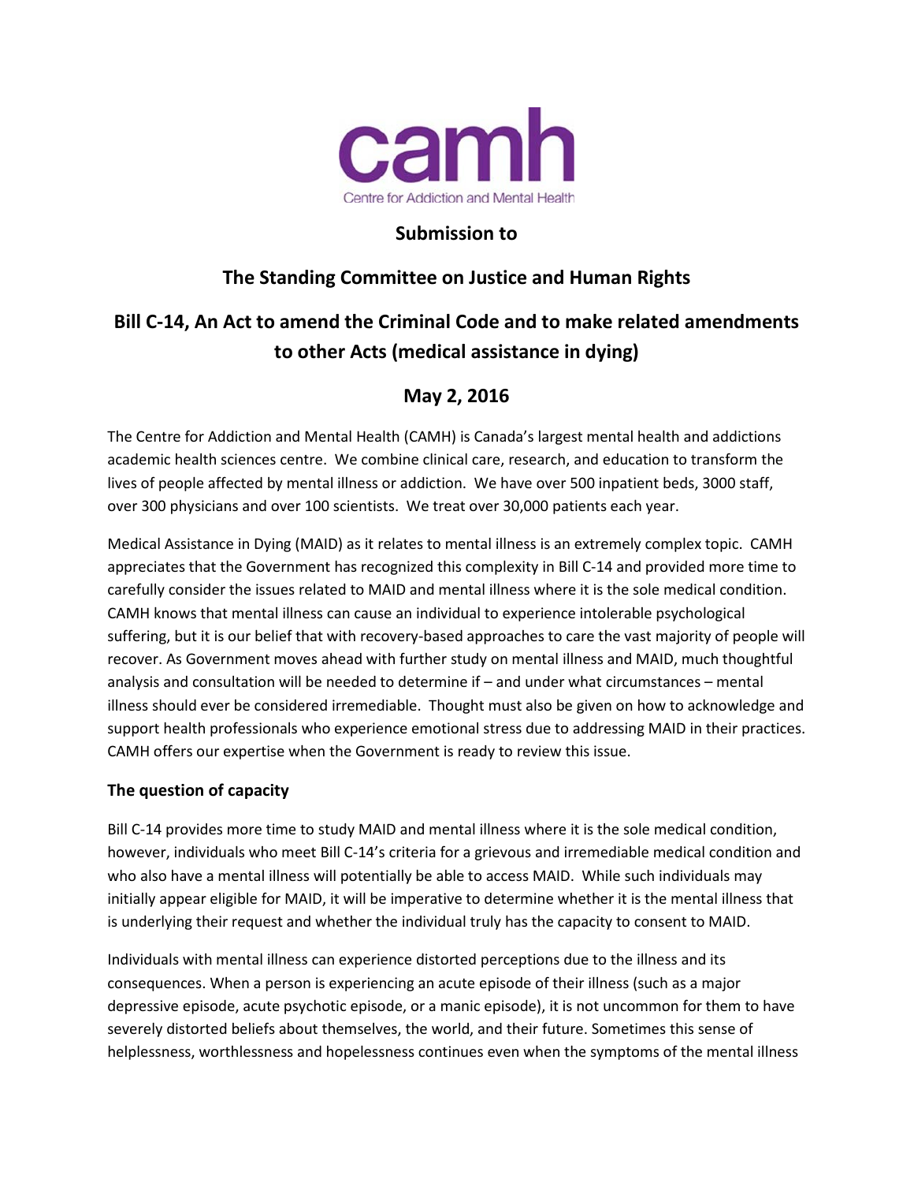camh

Centre for Addiction and Mental Health

**Submission to**

**The Standing Committee on Justice and Human Rights**

**Bill C-14, An Act to amend the Criminal Code and to make related amendments to other Acts (medical assistance in dying)**

**May 2, 2016**

The Centre for Addiction and Mental Health (CAMH) is Canada's largest mental health and addictions academic health sciences centre. We combine clinical care, research, and education to transform the lives of people affected by mental illness or addiction. We have over 500 inpatient beds, 3000 staff, over 300 physicians and over 100 scientists. We treat over 30,000 patients each year.

Medical Assistance in Dying (MAID) as it relates to mental illness is an extremely complex topic. CAMH appreciates that the Government has recognized this complexity in Bill C-14 and provided more time to carefully consider the issues related to MAID and mental illness where it is the sole medical condition. CAMH knows that mental illness can cause an individual to experience intolerable psychological suffering, but it is our belief that with recovery-based approaches to care the vast majority of people will recover. As Government moves ahead with further study on mental illness and MAID, much thoughtful analysis and consultation will be needed to determine if – and under what circumstances – mental illness should ever be considered irremediable. Thought must also be given on how to acknowledge and support health professionals who experience emotional stress due to addressing MAID in their practices. CAMH offers our expertise when the Government is ready to review this issue.

### The question of capacity

Bill C-14 provides more time to study MAID and mental illness where it is the sole medical condition, however, individuals who meet Bill C-14's criteria for a grievous and irremediable medical condition and who also have a mental illness will potentially be able to access MAID. While such individuals may initially appear eligible for MAID, it will be imperative to determine whether it is the mental illness that is underlying their request and whether the individual truly has the capacity to consent to MAID.

Individuals with mental illness can experience distorted perceptions due to the illness and its consequences. When a person is experiencing an acute episode of their illness (such as a major depressive episode, acute psychotic episode, or a manic episode), it is not uncommon for them to have severely distorted beliefs about themselves, the world, and their future. Sometimes this sense of helplessness, worthlessness and hopelessness continues even when the symptoms of the mental illness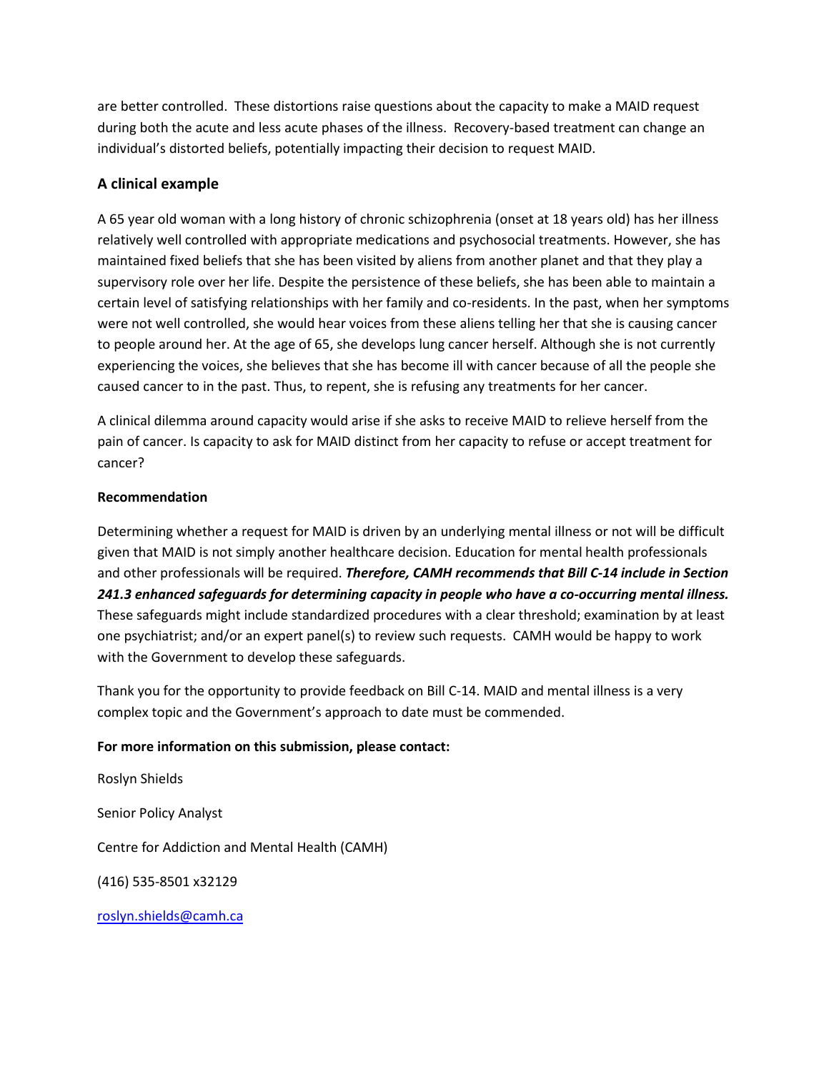are better controlled. These distortions raise questions about the capacity to make a MAID request during both the acute and less acute phases of the illness. Recovery-based treatment can change an individual's distorted beliefs, potentially impacting their decision to request MAID.

## A clinical example

A 65 year old woman with a long history of chronic schizophrenia (onset at 18 years old) has her illness relatively well controlled with appropriate medications and psychosocial treatments. However, she has maintained fixed beliefs that she has been visited by aliens from another planet and that they play a supervisory role over her life. Despite the persistence of these beliefs, she has been able to maintain a certain level of satisfying relationships with her family and co-residents. In the past, when her symptoms were not well controlled, she would hear voices from these aliens telling her that she is causing cancer to people around her. At the age of 65, she develops lung cancer herself. Although she is not currently experiencing the voices, she believes that she has become ill with cancer because of all the people she caused cancer to in the past. Thus, to repent, she is refusing any treatments for her cancer.

A clinical dilemma around capacity would arise if she asks to receive MAID to relieve herself from the pain of cancer. Is capacity to ask for MAID distinct from her capacity to refuse or accept treatment for cancer?

**Recommendation**

Determining whether a request for MAID is driven by an underlying mental illness or not will be difficult given that MAID is not simply another healthcare decision. Education for mental health professionals and other professionals will be required. ***Therefore, CAMH recommends that Bill C-14 include in Section 241.3 enhanced safeguards for determining capacity in people who have a co-occurring mental illness.*** These safeguards might include standardized procedures with a clear threshold; examination by at least one psychiatrist; and/or an expert panel(s) to review such requests. CAMH would be happy to work with the Government to develop these safeguards.

Thank you for the opportunity to provide feedback on Bill C-14. MAID and mental illness is a very complex topic and the Government's approach to date must be commended.

**For more information on this submission, please contact:**

Roslyn Shields

Senior Policy Analyst

Centre for Addiction and Mental Health (CAMH)

(416) 535-8501 x32129

roslyn.shields@camh.ca